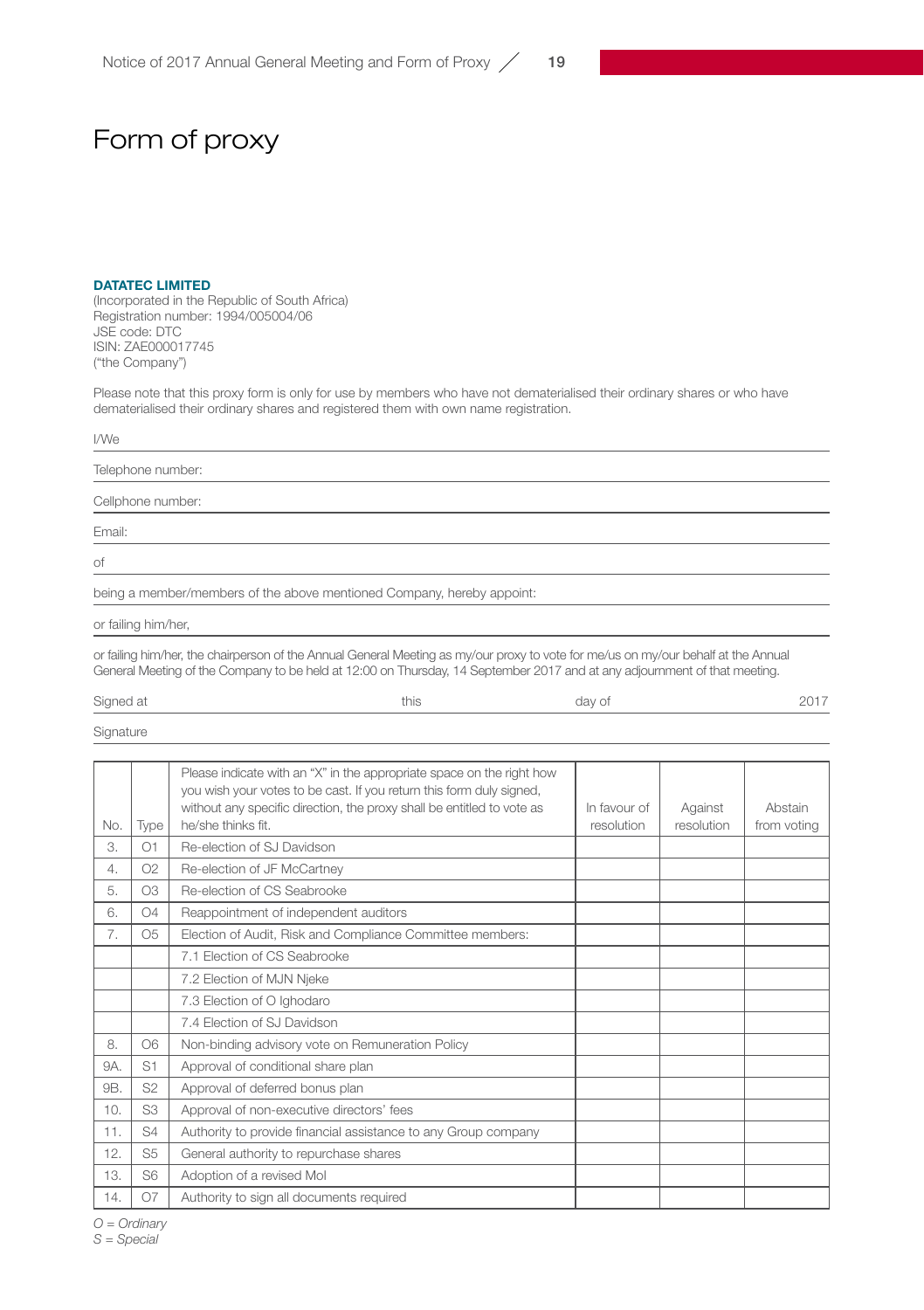# Form of proxy

**DATATEC LIMITED**
(Incorporated in the Republic of South Africa)
Registration number: 1994/005004/06
JSE code: DTC
ISIN: ZAE000017745
("the Company")

Please note that this proxy form is only for use by members who have not dematerialised their ordinary shares or who have dematerialised their ordinary shares and registered them with own name registration.

I/We

Telephone number:

Cellphone number:

Email:

of

being a member/members of the above mentioned Company, hereby appoint:

or failing him/her,

or failing him/her, the chairperson of the Annual General Meeting as my/our proxy to vote for me/us on my/our behalf at the Annual General Meeting of the Company to be held at 12:00 on Thursday, 14 September 2017 and at any adjournment of that meeting.

Signed at this day of 2017

Signature

| No. | Type | Please indicate with an "X" in the appropriate space on the right how you wish your votes to be cast. If you return this form duly signed, without any specific direction, the proxy shall be entitled to vote as he/she thinks fit. | In favour of resolution | Against resolution | Abstain from voting |
|---|---|---|---|---|---|
| 3. | O1 | Re-election of SJ Davidson | | | |
| 4. | O2 | Re-election of JF McCartney | | | |
| 5. | O3 | Re-election of CS Seabrooke | | | |
| 6. | O4 | Reappointment of independent auditors | | | |
| 7. | O5 | Election of Audit, Risk and Compliance Committee members: | | | |
| | | 7.1 Election of CS Seabrooke | | | |
| | | 7.2 Election of MJN Njeke | | | |
| | | 7.3 Election of O Ighodaro | | | |
| | | 7.4 Election of SJ Davidson | | | |
| 8. | O6 | Non-binding advisory vote on Remuneration Policy | | | |
| 9A. | S1 | Approval of conditional share plan | | | |
| 9B. | S2 | Approval of deferred bonus plan | | | |
| 10. | S3 | Approval of non-executive directors' fees | | | |
| 11. | S4 | Authority to provide financial assistance to any Group company | | | |
| 12. | S5 | General authority to repurchase shares | | | |
| 13. | S6 | Adoption of a revised MoI | | | |
| 14. | O7 | Authority to sign all documents required | | | |

*O = Ordinary*
*S = Special*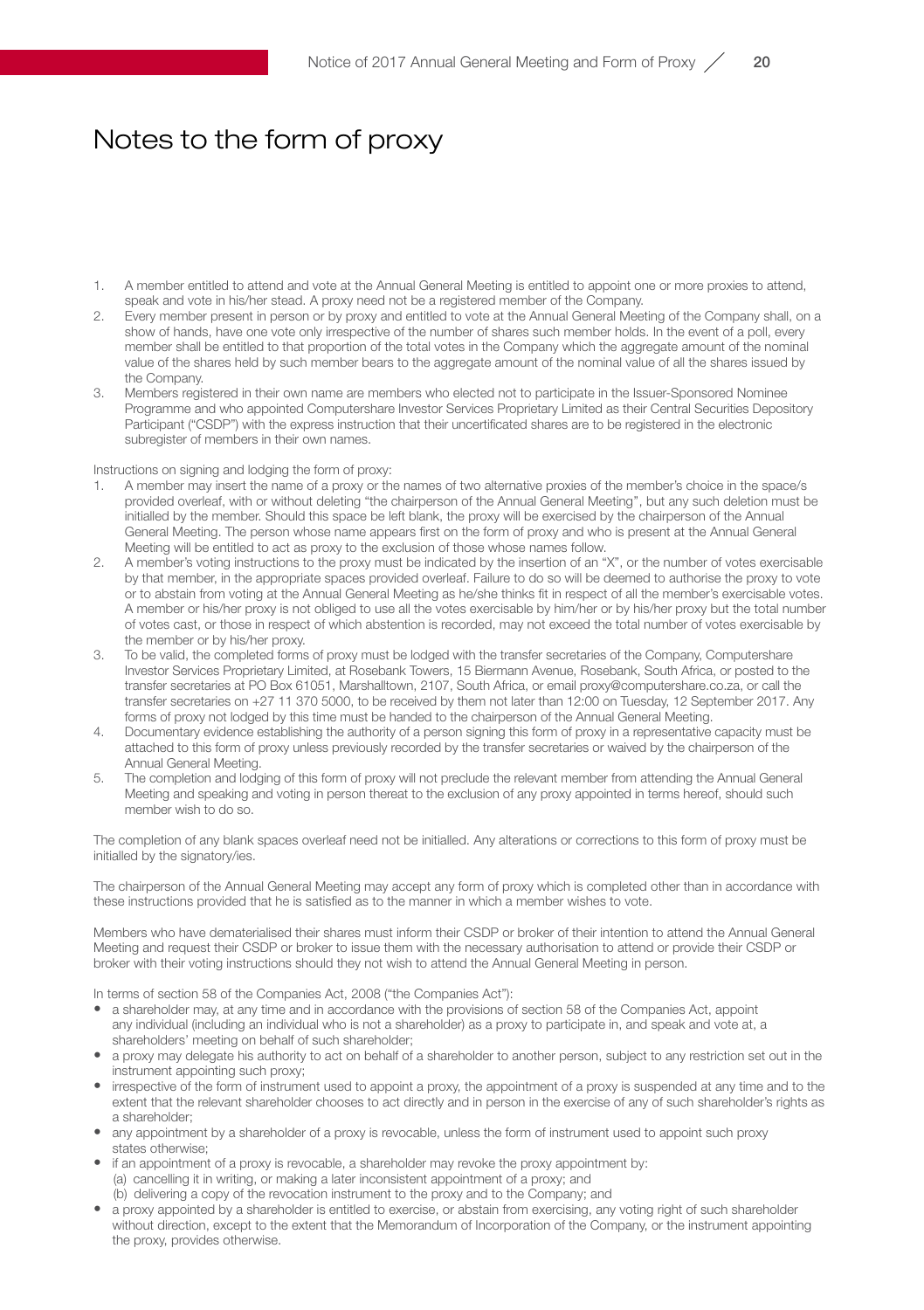# Notes to the form of proxy

1. A member entitled to attend and vote at the Annual General Meeting is entitled to appoint one or more proxies to attend, speak and vote in his/her stead. A proxy need not be a registered member of the Company.
2. Every member present in person or by proxy and entitled to vote at the Annual General Meeting of the Company shall, on a show of hands, have one vote only irrespective of the number of shares such member holds. In the event of a poll, every member shall be entitled to that proportion of the total votes in the Company which the aggregate amount of the nominal value of the shares held by such member bears to the aggregate amount of the nominal value of all the shares issued by the Company.
3. Members registered in their own name are members who elected not to participate in the Issuer-Sponsored Nominee Programme and who appointed Computershare Investor Services Proprietary Limited as their Central Securities Depository Participant ("CSDP") with the express instruction that their uncertificated shares are to be registered in the electronic subregister of members in their own names.

Instructions on signing and lodging the form of proxy:

1. A member may insert the name of a proxy or the names of two alternative proxies of the member's choice in the space/s provided overleaf, with or without deleting "the chairperson of the Annual General Meeting", but any such deletion must be initialled by the member. Should this space be left blank, the proxy will be exercised by the chairperson of the Annual General Meeting. The person whose name appears first on the form of proxy and who is present at the Annual General Meeting will be entitled to act as proxy to the exclusion of those whose names follow.
2. A member's voting instructions to the proxy must be indicated by the insertion of an "X", or the number of votes exercisable by that member, in the appropriate spaces provided overleaf. Failure to do so will be deemed to authorise the proxy to vote or to abstain from voting at the Annual General Meeting as he/she thinks fit in respect of all the member's exercisable votes. A member or his/her proxy is not obliged to use all the votes exercisable by him/her or by his/her proxy but the total number of votes cast, or those in respect of which abstention is recorded, may not exceed the total number of votes exercisable by the member or by his/her proxy.
3. To be valid, the completed forms of proxy must be lodged with the transfer secretaries of the Company, Computershare Investor Services Proprietary Limited, at Rosebank Towers, 15 Biermann Avenue, Rosebank, South Africa, or posted to the transfer secretaries at PO Box 61051, Marshalltown, 2107, South Africa, or email proxy@computershare.co.za, or call the transfer secretaries on +27 11 370 5000, to be received by them not later than 12:00 on Tuesday, 12 September 2017. Any forms of proxy not lodged by this time must be handed to the chairperson of the Annual General Meeting.
4. Documentary evidence establishing the authority of a person signing this form of proxy in a representative capacity must be attached to this form of proxy unless previously recorded by the transfer secretaries or waived by the chairperson of the Annual General Meeting.
5. The completion and lodging of this form of proxy will not preclude the relevant member from attending the Annual General Meeting and speaking and voting in person thereat to the exclusion of any proxy appointed in terms hereof, should such member wish to do so.

The completion of any blank spaces overleaf need not be initialled. Any alterations or corrections to this form of proxy must be initialled by the signatory/ies.

The chairperson of the Annual General Meeting may accept any form of proxy which is completed other than in accordance with these instructions provided that he is satisfied as to the manner in which a member wishes to vote.

Members who have dematerialised their shares must inform their CSDP or broker of their intention to attend the Annual General Meeting and request their CSDP or broker to issue them with the necessary authorisation to attend or provide their CSDP or broker with their voting instructions should they not wish to attend the Annual General Meeting in person.

In terms of section 58 of the Companies Act, 2008 ("the Companies Act"):

- a shareholder may, at any time and in accordance with the provisions of section 58 of the Companies Act, appoint any individual (including an individual who is not a shareholder) as a proxy to participate in, and speak and vote at, a shareholders' meeting on behalf of such shareholder;
- a proxy may delegate his authority to act on behalf of a shareholder to another person, subject to any restriction set out in the instrument appointing such proxy;
- irrespective of the form of instrument used to appoint a proxy, the appointment of a proxy is suspended at any time and to the extent that the relevant shareholder chooses to act directly and in person in the exercise of any of such shareholder's rights as a shareholder;
- any appointment by a shareholder of a proxy is revocable, unless the form of instrument used to appoint such proxy states otherwise;
- if an appointment of a proxy is revocable, a shareholder may revoke the proxy appointment by:
  (a) cancelling it in writing, or making a later inconsistent appointment of a proxy; and
  (b) delivering a copy of the revocation instrument to the proxy and to the Company; and
- a proxy appointed by a shareholder is entitled to exercise, or abstain from exercising, any voting right of such shareholder without direction, except to the extent that the Memorandum of Incorporation of the Company, or the instrument appointing the proxy, provides otherwise.